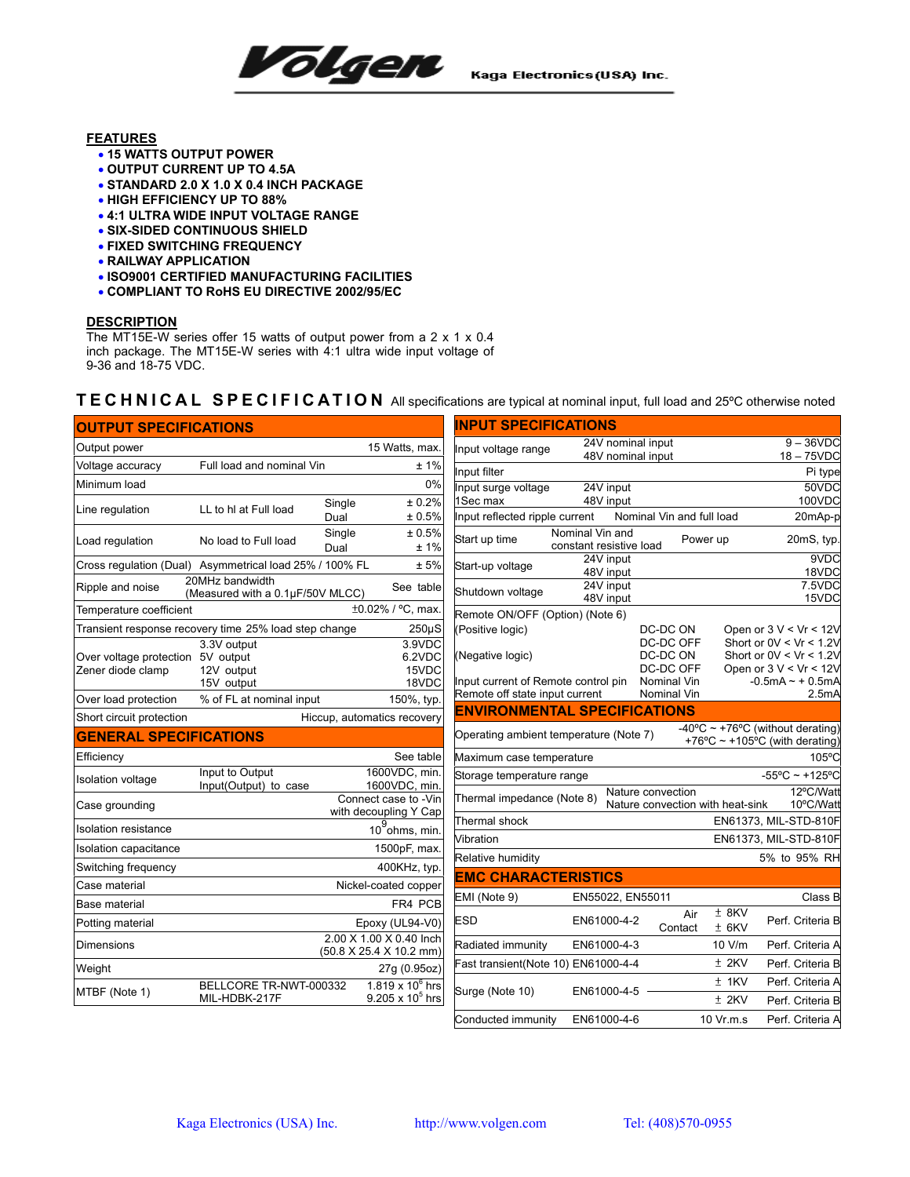# Volgen

Kaga Electronics(USA) Inc.

## FEATURES

- 15 WATTS OUTPUT POWER
- OUTPUT CURRENT UP TO 4.5A
- STANDARD 2.0 X 1.0 X 0.4 INCH PACKAGE
- HIGH EFFICIENCY UP TO 88%
- 4:1 ULTRA WIDE INPUT VOLTAGE RANGE
- SIX-SIDED CONTINUOUS SHIELD
- FIXED SWITCHING FREQUENCY
- RAILWAY APPLICATION
- ISO9001 CERTIFIED MANUFACTURING FACILITIES
- COMPLIANT TO RoHS EU DIRECTIVE 2002/95/EC

## DESCRIPTION

The MT15E-W series offer 15 watts of output power from a 2 x 1 x 0.4 inch package. The MT15E-W series with 4:1 ultra wide input voltage of 9-36 and 18-75 VDC.

## TECHNICAL SPECIFICATION

All specifications are typical at nominal input, full load and 25ºC otherwise noted

### OUTPUT SPECIFICATIONS

| Parameter | Condition | | Value |
|---|---|---|---|
| Output power | | | 15 Watts, max. |
| Voltage accuracy | Full load and nominal Vin | | ± 1% |
| Minimum load | | | 0% |
| Line regulation | LL to hl at Full load | Single | ± 0.2% |
| | | Dual | ± 0.5% |
| Load regulation | No load to Full load | Single | ± 0.5% |
| | | Dual | ± 1% |
| Cross regulation (Dual) | Asymmetrical load 25% / 100% FL | | ± 5% |
| Ripple and noise | 20MHz bandwidth (Measured with a 0.1μF/50V MLCC) | | See table |
| Temperature coefficient | | | ±0.02% / ºC, max. |
| Transient response recovery time 25% load step change | | | 250μS |
| Over voltage protection Zener diode clamp | 3.3V output | | 3.9VDC |
| | 5V output | | 6.2VDC |
| | 12V output | | 15VDC |
| | 15V output | | 18VDC |
| Over load protection | % of FL at nominal input | | 150%, typ. |
| Short circuit protection | | | Hiccup, automatics recovery |

### GENERAL SPECIFICATIONS

| Parameter | Condition | Value |
|---|---|---|
| Efficiency | | See table |
| Isolation voltage | Input to Output | 1600VDC, min. |
| | Input(Output) to case | 1600VDC, min. |
| Case grounding | | Connect case to -Vin with decoupling Y Cap |
| Isolation resistance | | $10^9$ ohms, min. |
| Isolation capacitance | | 1500pF, max. |
| Switching frequency | | 400KHz, typ. |
| Case material | | Nickel-coated copper |
| Base material | | FR4 PCB |
| Potting material | | Epoxy (UL94-V0) |
| Dimensions | | 2.00 X 1.00 X 0.40 Inch (50.8 X 25.4 X 10.2 mm) |
| Weight | | 27g (0.95oz) |
| MTBF (Note 1) | BELLCORE TR-NWT-000332 | $1.819 \times 10^6$ hrs |
| | MIL-HDBK-217F | $9.205 \times 10^5$ hrs |

### INPUT SPECIFICATIONS

| Parameter | Condition | | Value |
|---|---|---|---|
| Input voltage range | 24V nominal input | | 9 – 36VDC |
| | 48V nominal input | | 18 – 75VDC |
| Input filter | | | Pi type |
| Input surge voltage 1Sec max | 24V input | | 50VDC |
| | 48V input | | 100VDC |
| Input reflected ripple current | Nominal Vin and full load | | 20mAp-p |
| Start up time | Nominal Vin and constant resistive load | Power up | 20mS, typ. |
| Start-up voltage | 24V input | | 9VDC |
| | 48V input | | 18VDC |
| Shutdown voltage | 24V input | | 7.5VDC |
| | 48V input | | 15VDC |
| Remote ON/OFF (Option) (Note 6) | | | |
| (Positive logic) | | DC-DC ON | Open or 3 V < Vr < 12V |
| | | DC-DC OFF | Short or 0V < Vr < 1.2V |
| (Negative logic) | | DC-DC ON | Short or 0V < Vr < 1.2V |
| | | DC-DC OFF | Open or 3 V < Vr < 12V |
| Input current of Remote control pin | | Nominal Vin | -0.5mA ~ + 0.5mA |
| Remote off state input current | | Nominal Vin | 2.5mA |

### ENVIRONMENTAL SPECIFICATIONS

| Parameter | Condition | Value |
|---|---|---|
| Operating ambient temperature (Note 7) | | -40ºC ~ +76ºC (without derating) +76ºC ~ +105ºC (with derating) |
| Maximum case temperature | | 105ºC |
| Storage temperature range | | -55ºC ~ +125ºC |
| Thermal impedance (Note 8) | Nature convection | 12ºC/Watt |
| | Nature convection with heat-sink | 10ºC/Watt |
| Thermal shock | | EN61373, MIL-STD-810F |
| Vibration | | EN61373, MIL-STD-810F |
| Relative humidity | | 5% to 95% RH |

### EMC CHARACTERISTICS

| Parameter | Standard | | Level | Criteria |
|---|---|---|---|---|
| EMI (Note 9) | EN55022, EN55011 | | | Class B |
| ESD | EN61000-4-2 | Air | ± 8KV | Perf. Criteria B |
| | | Contact | ± 6KV | |
| Radiated immunity | EN61000-4-3 | | 10 V/m | Perf. Criteria A |
| Fast transient(Note 10) | EN61000-4-4 | | ± 2KV | Perf. Criteria B |
| Surge (Note 10) | EN61000-4-5 | | ± 1KV | Perf. Criteria A |
| | | | ± 2KV | Perf. Criteria B |
| Conducted immunity | EN61000-4-6 | | 10 Vr.m.s | Perf. Criteria A |

Kaga Electronics (USA) Inc. http://www.volgen.com Tel: (408)570-0955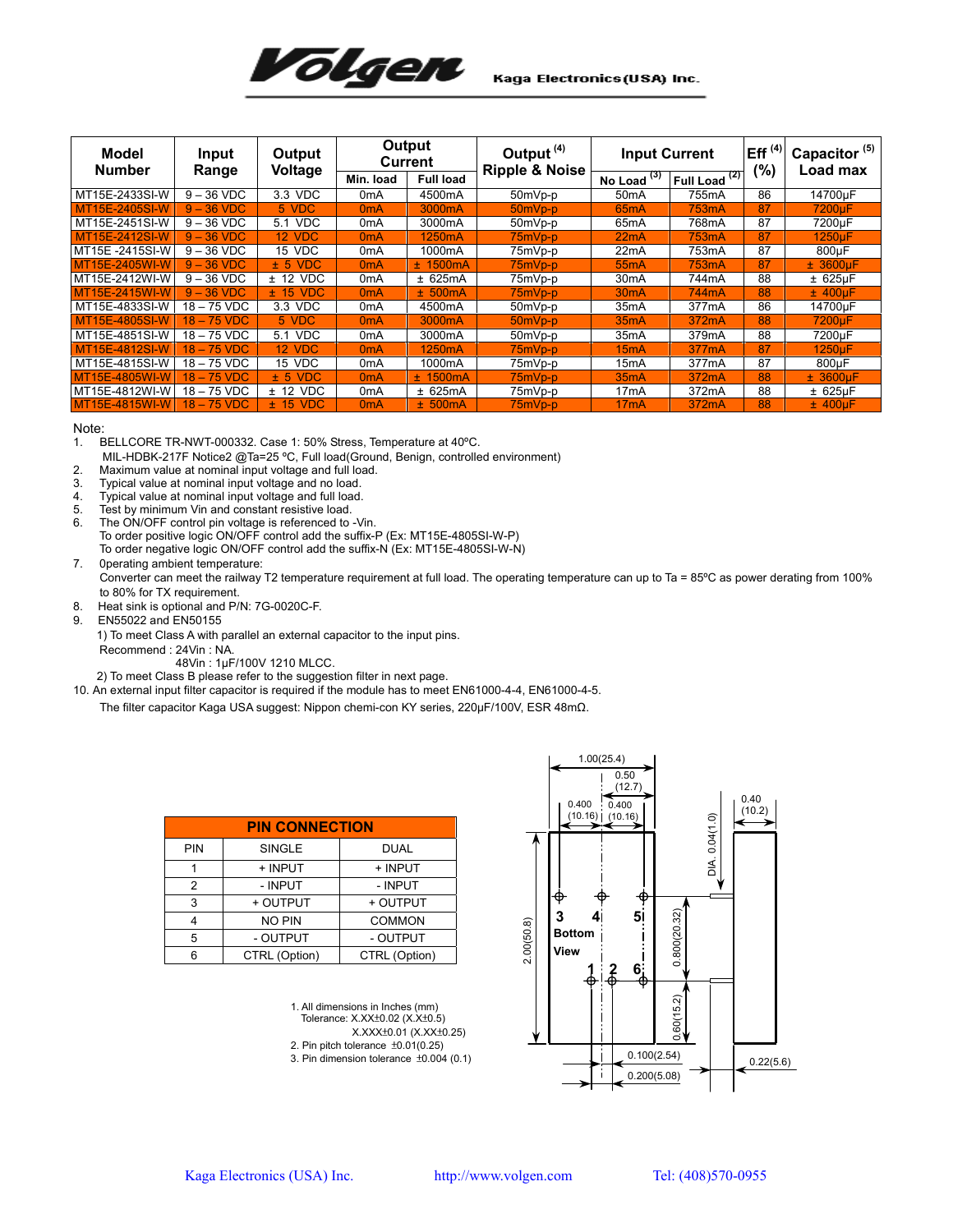Volgen Kaga Electronics (USA) Inc.

| Model Number | Input Range | Output Voltage | Output Current | | Output [4] Ripple & Noise | Input Current | | Eff [4] (%) | Capacitor [5] Load max |
|---|---|---|---|---|---|---|---|---|---|
| | | | Min. load | Full load | | No Load [3] | Full Load [2] | | |
| MT15E-2433SI-W | 9 – 36 VDC | 3.3 VDC | 0mA | 4500mA | 50mVp-p | 50mA | 755mA | 86 | 14700µF |
| MT15E-2405SI-W | 9 – 36 VDC | 5 VDC | 0mA | 3000mA | 50mVp-p | 65mA | 753mA | 87 | 7200µF |
| MT15E-2451SI-W | 9 – 36 VDC | 5.1 VDC | 0mA | 3000mA | 50mVp-p | 65mA | 768mA | 87 | 7200µF |
| MT15E-2412SI-W | 9 – 36 VDC | 12 VDC | 0mA | 1250mA | 75mVp-p | 22mA | 753mA | 87 | 1250µF |
| MT15E -2415SI-W | 9 – 36 VDC | 15 VDC | 0mA | 1000mA | 75mVp-p | 22mA | 753mA | 87 | 800µF |
| MT15E-2405WI-W | 9 – 36 VDC | ± 5 VDC | 0mA | ± 1500mA | 75mVp-p | 55mA | 753mA | 87 | ± 3600µF |
| MT15E-2412WI-W | 9 – 36 VDC | ± 12 VDC | 0mA | ± 625mA | 75mVp-p | 30mA | 744mA | 88 | ± 625µF |
| MT15E-2415WI-W | 9 – 36 VDC | ± 15 VDC | 0mA | ± 500mA | 75mVp-p | 30mA | 744mA | 88 | ± 400µF |
| MT15E-4833SI-W | 18 – 75 VDC | 3.3 VDC | 0mA | 4500mA | 50mVp-p | 35mA | 377mA | 86 | 14700µF |
| MT15E-4805SI-W | 18 – 75 VDC | 5 VDC | 0mA | 3000mA | 50mVp-p | 35mA | 372mA | 88 | 7200µF |
| MT15E-4851SI-W | 18 – 75 VDC | 5.1 VDC | 0mA | 3000mA | 50mVp-p | 35mA | 379mA | 88 | 7200µF |
| MT15E-4812SI-W | 18 – 75 VDC | 12 VDC | 0mA | 1250mA | 75mVp-p | 15mA | 377mA | 87 | 1250µF |
| MT15E-4815SI-W | 18 – 75 VDC | 15 VDC | 0mA | 1000mA | 75mVp-p | 15mA | 377mA | 87 | 800µF |
| MT15E-4805WI-W | 18 – 75 VDC | ± 5 VDC | 0mA | ± 1500mA | 75mVp-p | 35mA | 372mA | 88 | ± 3600µF |
| MT15E-4812WI-W | 18 – 75 VDC | ± 12 VDC | 0mA | ± 625mA | 75mVp-p | 17mA | 372mA | 88 | ± 625µF |
| MT15E-4815WI-W | 18 – 75 VDC | ± 15 VDC | 0mA | ± 500mA | 75mVp-p | 17mA | 372mA | 88 | ± 400µF |

Note:

1. BELLCORE TR-NWT-000332. Case 1: 50% Stress, Temperature at 40ºC.
   MIL-HDBK-217F Notice2 @Ta=25 ºC, Full load(Ground, Benign, controlled environment)
2. Maximum value at nominal input voltage and full load.
3. Typical value at nominal input voltage and no load.
4. Typical value at nominal input voltage and full load.
5. Test by minimum Vin and constant resistive load.
6. The ON/OFF control pin voltage is referenced to -Vin.
   To order positive logic ON/OFF control add the suffix-P (Ex: MT15E-4805SI-W-P)
   To order negative logic ON/OFF control add the suffix-N (Ex: MT15E-4805SI-W-N)
7. 0perating ambient temperature:
   Converter can meet the railway T2 temperature requirement at full load. The operating temperature can up to Ta = 85ºC as power derating from 100% to 80% for TX requirement.
8. Heat sink is optional and P/N: 7G-0020C-F.
9. EN55022 and EN50155
   1) To meet Class A with parallel an external capacitor to the input pins.
   Recommend : 24Vin : NA.
   48Vin : 1µF/100V 1210 MLCC.
   2) To meet Class B please refer to the suggestion filter in next page.
10. An external input filter capacitor is required if the module has to meet EN61000-4-4, EN61000-4-5.
    The filter capacitor Kaga USA suggest: Nippon chemi-con KY series, 220µF/100V, ESR 48mΩ.

| PIN CONNECTION | | |
|---|---|---|
| PIN | SINGLE | DUAL |
| 1 | + INPUT | + INPUT |
| 2 | - INPUT | - INPUT |
| 3 | + OUTPUT | + OUTPUT |
| 4 | NO PIN | COMMON |
| 5 | - OUTPUT | - OUTPUT |
| 6 | CTRL (Option) | CTRL (Option) |

1.00(25.4)
0.50 (12.7)
0.400 (10.16)
0.400 (10.16)
0.40 (10.2)
DIA. 0.04(1.0)
3 4 5
Bottom View
1 2 6
2.00(50.8)
0.800(20.32)
0.60(15.2)
0.100(2.54)
0.200(5.08)
0.22(5.6)

1. All dimensions in Inches (mm)
   Tolerance: X.XX±0.02 (X.X±0.5)
   X.XXX±0.01 (X.XX±0.25)
2. Pin pitch tolerance ±0.01(0.25)
3. Pin dimension tolerance ±0.004 (0.1)

Kaga Electronics (USA) Inc. http://www.volgen.com Tel: (408)570-0955